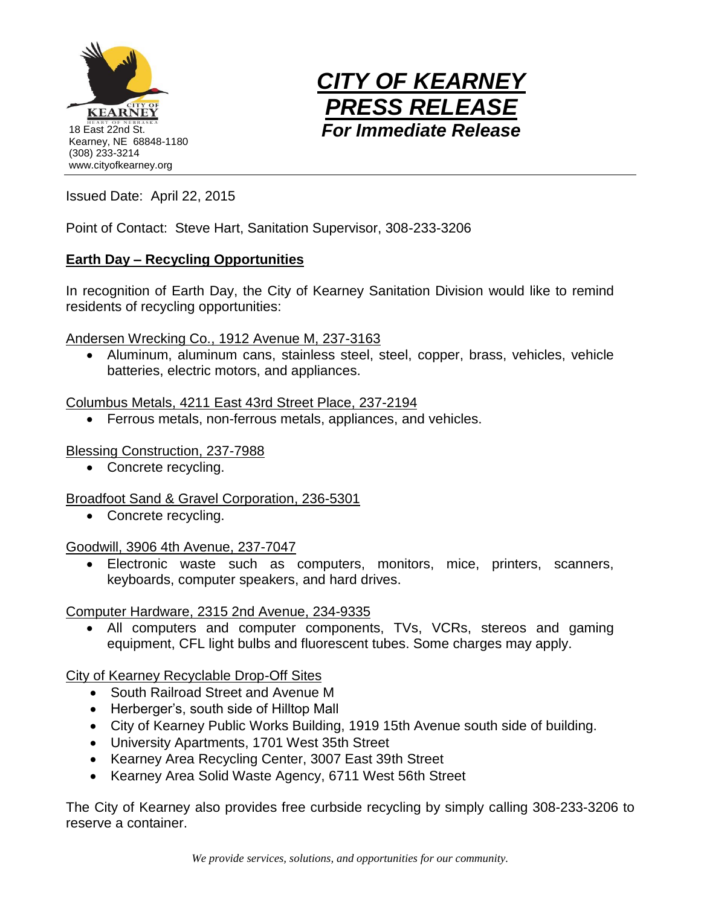CITY OF KEARNEY
HEART OF NEBRASKA
18 East 22nd St.
Kearney, NE 68848-1180
(308) 233-3214
www.cityofkearney.org

# *CITY OF KEARNEY PRESS RELEASE*

***For Immediate Release***

Issued Date: April 22, 2015

Point of Contact: Steve Hart, Sanitation Supervisor, 308-233-3206

**Earth Day – Recycling Opportunities**

In recognition of Earth Day, the City of Kearney Sanitation Division would like to remind residents of recycling opportunities:

Andersen Wrecking Co., 1912 Avenue M, 237-3163

- Aluminum, aluminum cans, stainless steel, steel, copper, brass, vehicles, vehicle batteries, electric motors, and appliances.

Columbus Metals, 4211 East 43rd Street Place, 237-2194

- Ferrous metals, non-ferrous metals, appliances, and vehicles.

Blessing Construction, 237-7988

- Concrete recycling.

Broadfoot Sand & Gravel Corporation, 236-5301

- Concrete recycling.

Goodwill, 3906 4th Avenue, 237-7047

- Electronic waste such as computers, monitors, mice, printers, scanners, keyboards, computer speakers, and hard drives.

Computer Hardware, 2315 2nd Avenue, 234-9335

- All computers and computer components, TVs, VCRs, stereos and gaming equipment, CFL light bulbs and fluorescent tubes. Some charges may apply.

City of Kearney Recyclable Drop-Off Sites

- South Railroad Street and Avenue M
- Herberger's, south side of Hilltop Mall
- City of Kearney Public Works Building, 1919 15th Avenue south side of building.
- University Apartments, 1701 West 35th Street
- Kearney Area Recycling Center, 3007 East 39th Street
- Kearney Area Solid Waste Agency, 6711 West 56th Street

The City of Kearney also provides free curbside recycling by simply calling 308-233-3206 to reserve a container.

*We provide services, solutions, and opportunities for our community.*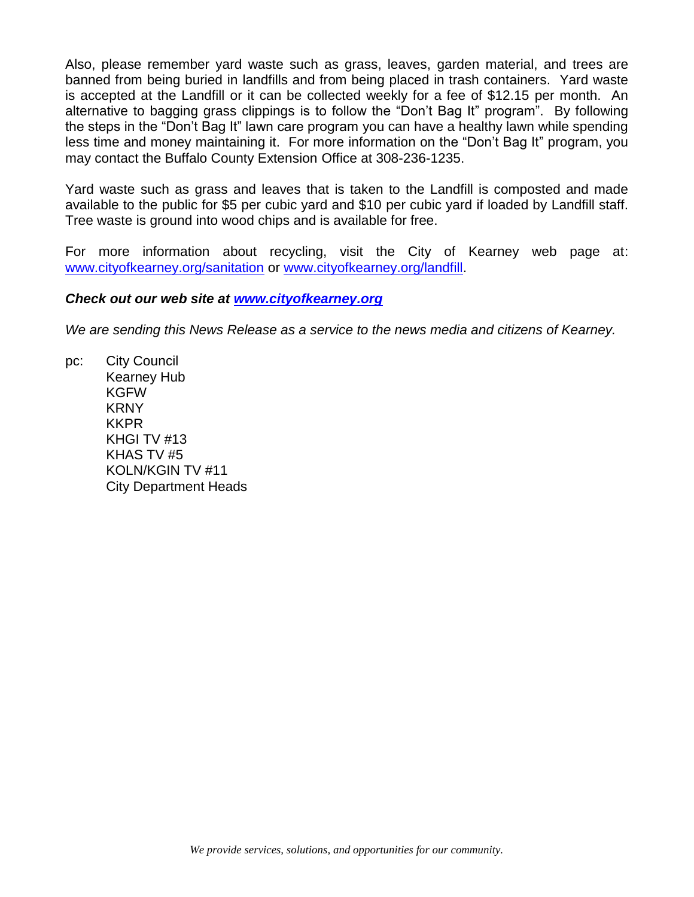Also, please remember yard waste such as grass, leaves, garden material, and trees are banned from being buried in landfills and from being placed in trash containers. Yard waste is accepted at the Landfill or it can be collected weekly for a fee of $12.15 per month. An alternative to bagging grass clippings is to follow the "Don't Bag It" program". By following the steps in the "Don't Bag It" lawn care program you can have a healthy lawn while spending less time and money maintaining it. For more information on the "Don't Bag It" program, you may contact the Buffalo County Extension Office at 308-236-1235.

Yard waste such as grass and leaves that is taken to the Landfill is composted and made available to the public for $5 per cubic yard and $10 per cubic yard if loaded by Landfill staff. Tree waste is ground into wood chips and is available for free.

For more information about recycling, visit the City of Kearney web page at: www.cityofkearney.org/sanitation or www.cityofkearney.org/landfill.

***Check out our web site at www.cityofkearney.org***

*We are sending this News Release as a service to the news media and citizens of Kearney.*

pc: City Council
Kearney Hub
KGFW
KRNY
KKPR
KHGI TV #13
KHAS TV #5
KOLN/KGIN TV #11
City Department Heads

*We provide services, solutions, and opportunities for our community.*